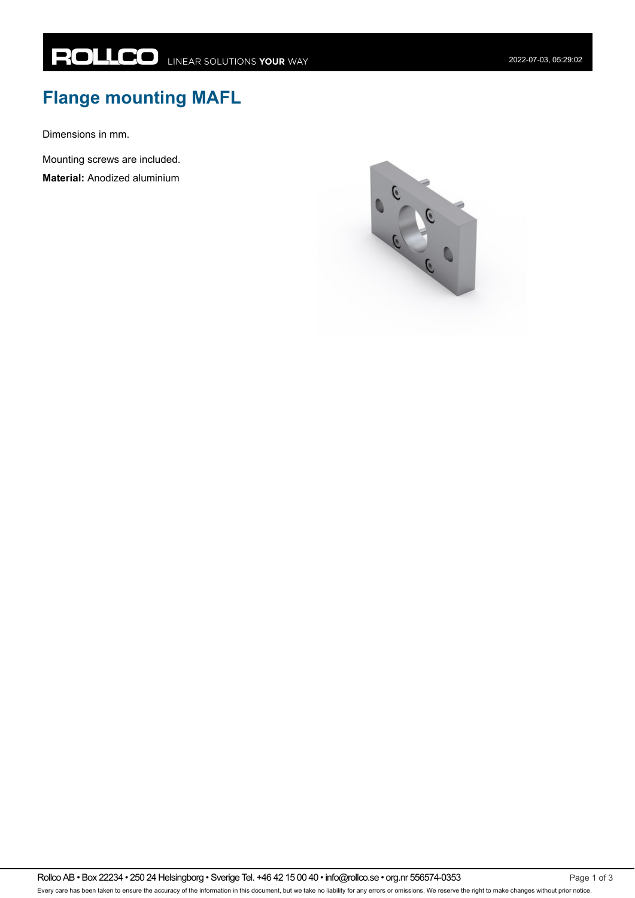# Flange mounting MAFL

Dimensions in mm.

Mounting screws are included.

**Material:** Anodized aluminium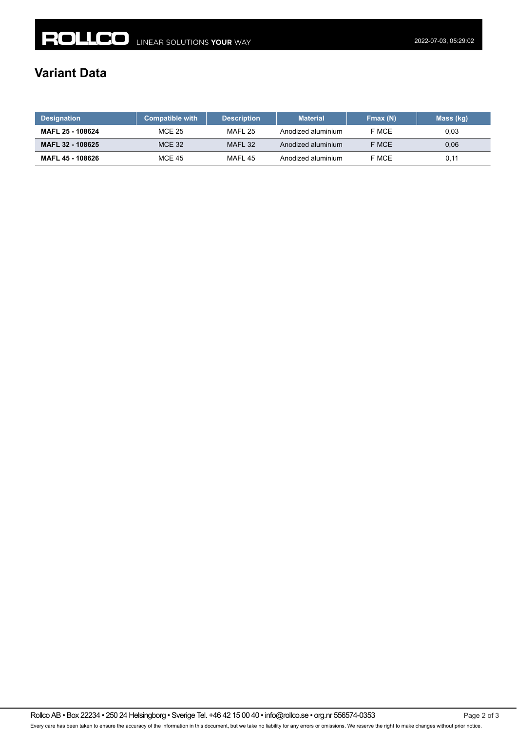# Variant Data

| Designation | Compatible with | Description | Material | Fmax (N) | Mass (kg) |
|---|---|---|---|---|---|
| **MAFL 25 - 108624** | MCE 25 | MAFL 25 | Anodized aluminium | F MCE | 0,03 |
| **MAFL 32 - 108625** | MCE 32 | MAFL 32 | Anodized aluminium | F MCE | 0,06 |
| **MAFL 45 - 108626** | MCE 45 | MAFL 45 | Anodized aluminium | F MCE | 0,11 |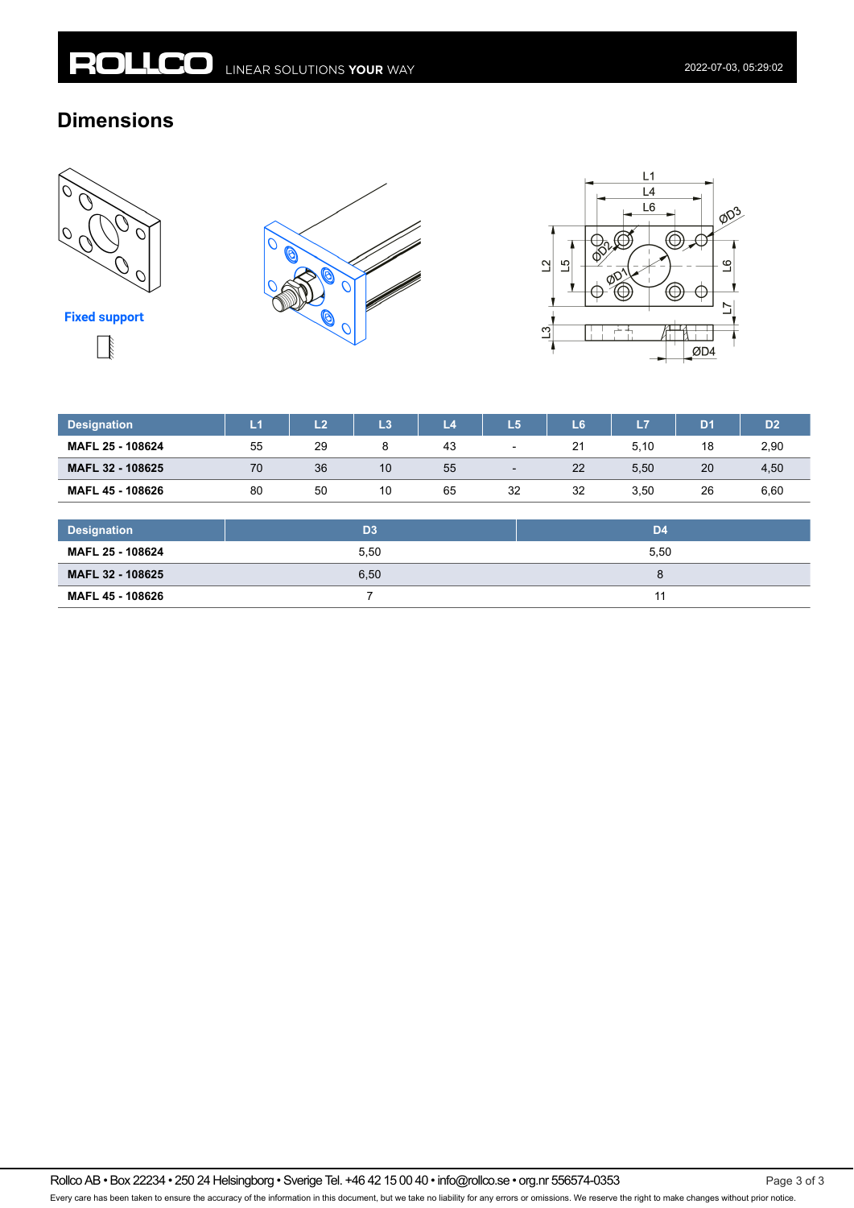## Dimensions

Fixed support

L1
L4
L6
ØD3
ØD2
ØD1
L2
L5
L6
L7
L3
ØD4

| Designation | L1 | L2 | L3 | L4 | L5 | L6 | L7 | D1 | D2 |
|---|---|---|---|---|---|---|---|---|---|
| **MAFL 25 - 108624** | 55 | 29 | 8 | 43 | - | 21 | 5,10 | 18 | 2,90 |
| **MAFL 32 - 108625** | 70 | 36 | 10 | 55 | - | 22 | 5,50 | 20 | 4,50 |
| **MAFL 45 - 108626** | 80 | 50 | 10 | 65 | 32 | 32 | 3,50 | 26 | 6,60 |

| Designation | D3 | D4 |
|---|---|---|
| **MAFL 25 - 108624** | 5,50 | 5,50 |
| **MAFL 32 - 108625** | 6,50 | 8 |
| **MAFL 45 - 108626** | 7 | 11 |